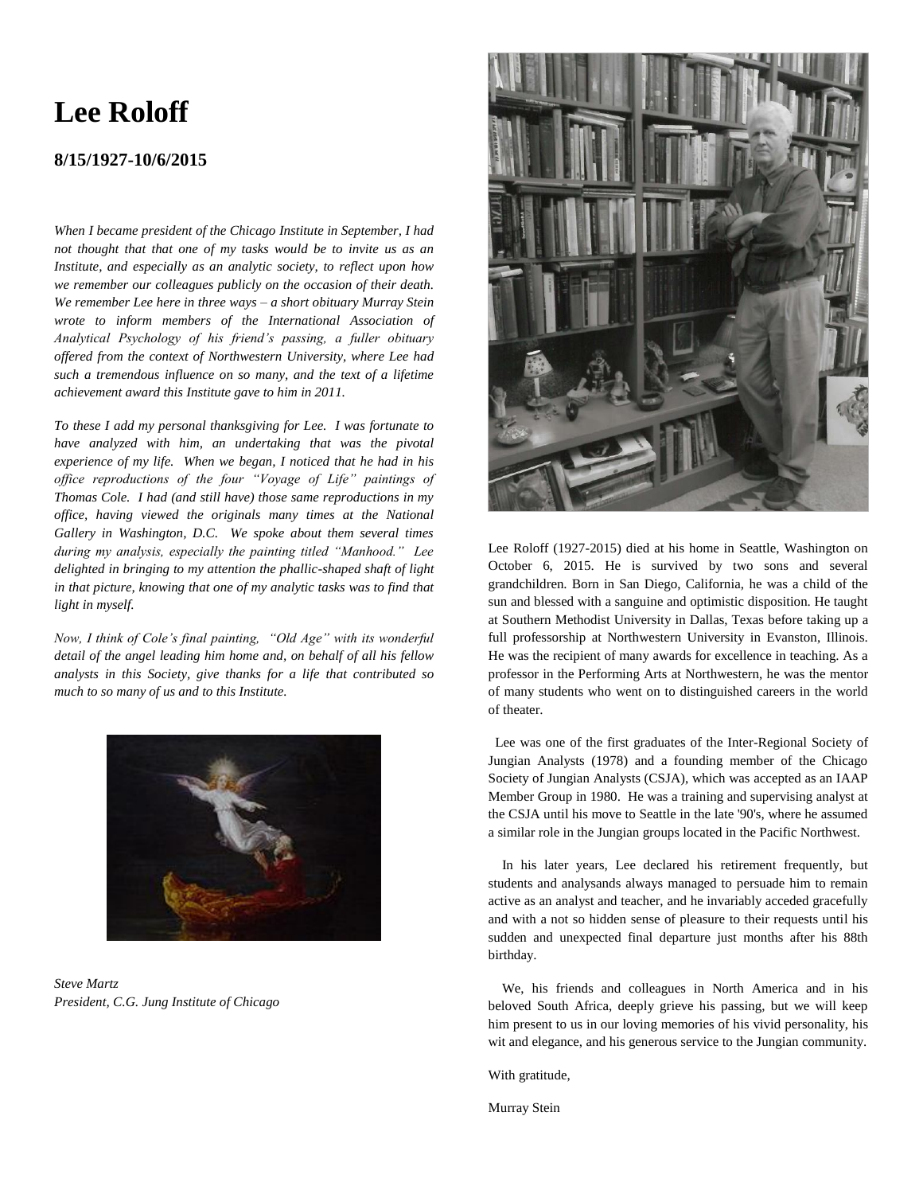# Lee Roloff

## 8/15/1927-10/6/2015

*When I became president of the Chicago Institute in September, I had not thought that that one of my tasks would be to invite us as an Institute, and especially as an analytic society, to reflect upon how we remember our colleagues publicly on the occasion of their death. We remember Lee here in three ways – a short obituary Murray Stein wrote to inform members of the International Association of Analytical Psychology of his friend's passing, a fuller obituary offered from the context of Northwestern University, where Lee had such a tremendous influence on so many, and the text of a lifetime achievement award this Institute gave to him in 2011.*

*To these I add my personal thanksgiving for Lee. I was fortunate to have analyzed with him, an undertaking that was the pivotal experience of my life. When we began, I noticed that he had in his office reproductions of the four "Voyage of Life" paintings of Thomas Cole. I had (and still have) those same reproductions in my office, having viewed the originals many times at the National Gallery in Washington, D.C. We spoke about them several times during my analysis, especially the painting titled "Manhood." Lee delighted in bringing to my attention the phallic-shaped shaft of light in that picture, knowing that one of my analytic tasks was to find that light in myself.*

*Now, I think of Cole's final painting, "Old Age" with its wonderful detail of the angel leading him home and, on behalf of all his fellow analysts in this Society, give thanks for a life that contributed so much to so many of us and to this Institute.*

*Steve Martz*
*President, C.G. Jung Institute of Chicago*

Lee Roloff (1927-2015) died at his home in Seattle, Washington on October 6, 2015. He is survived by two sons and several grandchildren. Born in San Diego, California, he was a child of the sun and blessed with a sanguine and optimistic disposition. He taught at Southern Methodist University in Dallas, Texas before taking up a full professorship at Northwestern University in Evanston, Illinois. He was the recipient of many awards for excellence in teaching. As a professor in the Performing Arts at Northwestern, he was the mentor of many students who went on to distinguished careers in the world of theater.

Lee was one of the first graduates of the Inter-Regional Society of Jungian Analysts (1978) and a founding member of the Chicago Society of Jungian Analysts (CSJA), which was accepted as an IAAP Member Group in 1980. He was a training and supervising analyst at the CSJA until his move to Seattle in the late '90's, where he assumed a similar role in the Jungian groups located in the Pacific Northwest.

In his later years, Lee declared his retirement frequently, but students and analysands always managed to persuade him to remain active as an analyst and teacher, and he invariably acceded gracefully and with a not so hidden sense of pleasure to their requests until his sudden and unexpected final departure just months after his 88th birthday.

We, his friends and colleagues in North America and in his beloved South Africa, deeply grieve his passing, but we will keep him present to us in our loving memories of his vivid personality, his wit and elegance, and his generous service to the Jungian community.

With gratitude,

Murray Stein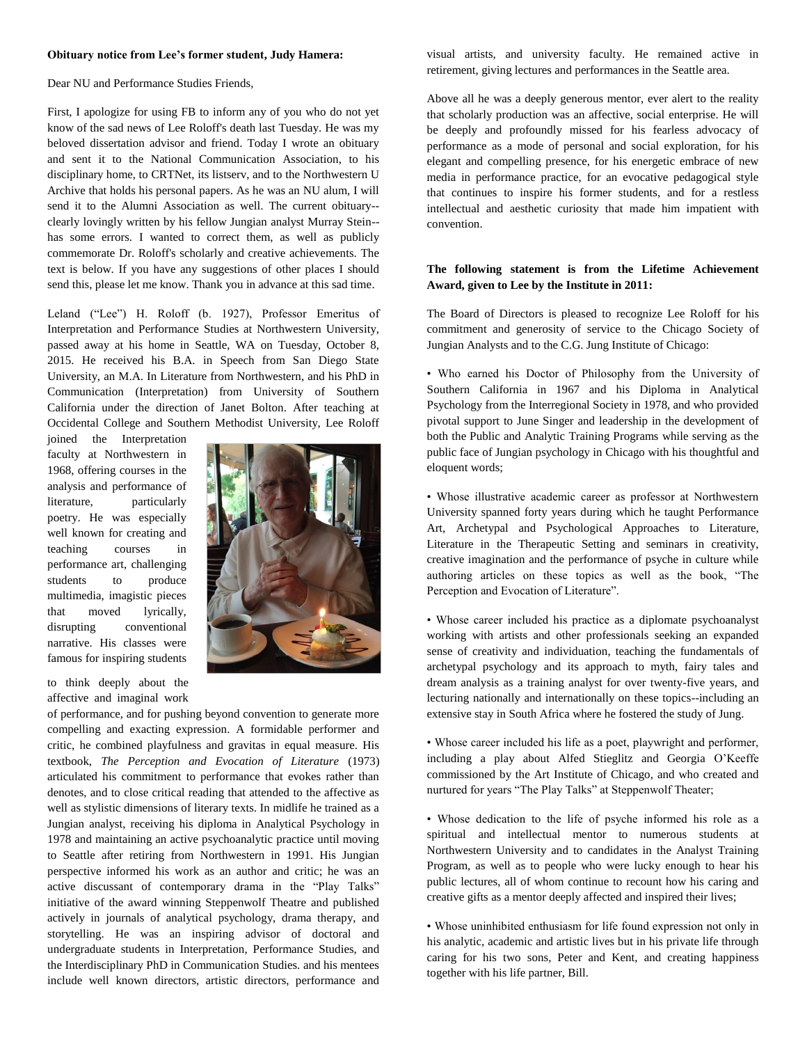**Obituary notice from Lee's former student, Judy Hamera:**

Dear NU and Performance Studies Friends,

First, I apologize for using FB to inform any of you who do not yet know of the sad news of Lee Roloff's death last Tuesday. He was my beloved dissertation advisor and friend. Today I wrote an obituary and sent it to the National Communication Association, to his disciplinary home, to CRTNet, its listserv, and to the Northwestern U Archive that holds his personal papers. As he was an NU alum, I will send it to the Alumni Association as well. The current obituary--clearly lovingly written by his fellow Jungian analyst Murray Stein--has some errors. I wanted to correct them, as well as publicly commemorate Dr. Roloff's scholarly and creative achievements. The text is below. If you have any suggestions of other places I should send this, please let me know. Thank you in advance at this sad time.

Leland ("Lee") H. Roloff (b. 1927), Professor Emeritus of Interpretation and Performance Studies at Northwestern University, passed away at his home in Seattle, WA on Tuesday, October 8, 2015. He received his B.A. in Speech from San Diego State University, an M.A. In Literature from Northwestern, and his PhD in Communication (Interpretation) from University of Southern California under the direction of Janet Bolton. After teaching at Occidental College and Southern Methodist University, Lee Roloff joined the Interpretation faculty at Northwestern in 1968, offering courses in the analysis and performance of literature, particularly poetry. He was especially well known for creating and teaching courses in performance art, challenging students to produce multimedia, imagistic pieces that moved lyrically, disrupting conventional narrative. His classes were famous for inspiring students to think deeply about the affective and imaginal work of performance, and for pushing beyond convention to generate more compelling and exacting expression. A formidable performer and critic, he combined playfulness and gravitas in equal measure. His textbook, *The Perception and Evocation of Literature* (1973) articulated his commitment to performance that evokes rather than denotes, and to close critical reading that attended to the affective as well as stylistic dimensions of literary texts. In midlife he trained as a Jungian analyst, receiving his diploma in Analytical Psychology in 1978 and maintaining an active psychoanalytic practice until moving to Seattle after retiring from Northwestern in 1991. His Jungian perspective informed his work as an author and critic; he was an active discussant of contemporary drama in the "Play Talks" initiative of the award winning Steppenwolf Theatre and published actively in journals of analytical psychology, drama therapy, and storytelling. He was an inspiring advisor of doctoral and undergraduate students in Interpretation, Performance Studies, and the Interdisciplinary PhD in Communication Studies. and his mentees include well known directors, artistic directors, performance and visual artists, and university faculty. He remained active in retirement, giving lectures and performances in the Seattle area.

Above all he was a deeply generous mentor, ever alert to the reality that scholarly production was an affective, social enterprise. He will be deeply and profoundly missed for his fearless advocacy of performance as a mode of personal and social exploration, for his elegant and compelling presence, for his energetic embrace of new media in performance practice, for an evocative pedagogical style that continues to inspire his former students, and for a restless intellectual and aesthetic curiosity that made him impatient with convention.

**The following statement is from the Lifetime Achievement Award, given to Lee by the Institute in 2011:**

The Board of Directors is pleased to recognize Lee Roloff for his commitment and generosity of service to the Chicago Society of Jungian Analysts and to the C.G. Jung Institute of Chicago:

• Who earned his Doctor of Philosophy from the University of Southern California in 1967 and his Diploma in Analytical Psychology from the Interregional Society in 1978, and who provided pivotal support to June Singer and leadership in the development of both the Public and Analytic Training Programs while serving as the public face of Jungian psychology in Chicago with his thoughtful and eloquent words;

• Whose illustrative academic career as professor at Northwestern University spanned forty years during which he taught Performance Art, Archetypal and Psychological Approaches to Literature, Literature in the Therapeutic Setting and seminars in creativity, creative imagination and the performance of psyche in culture while authoring articles on these topics as well as the book, "The Perception and Evocation of Literature".

• Whose career included his practice as a diplomate psychoanalyst working with artists and other professionals seeking an expanded sense of creativity and individuation, teaching the fundamentals of archetypal psychology and its approach to myth, fairy tales and dream analysis as a training analyst for over twenty-five years, and lecturing nationally and internationally on these topics--including an extensive stay in South Africa where he fostered the study of Jung.

• Whose career included his life as a poet, playwright and performer, including a play about Alfed Stieglitz and Georgia O'Keeffe commissioned by the Art Institute of Chicago, and who created and nurtured for years "The Play Talks" at Steppenwolf Theater;

• Whose dedication to the life of psyche informed his role as a spiritual and intellectual mentor to numerous students at Northwestern University and to candidates in the Analyst Training Program, as well as to people who were lucky enough to hear his public lectures, all of whom continue to recount how his caring and creative gifts as a mentor deeply affected and inspired their lives;

• Whose uninhibited enthusiasm for life found expression not only in his analytic, academic and artistic lives but in his private life through caring for his two sons, Peter and Kent, and creating happiness together with his life partner, Bill.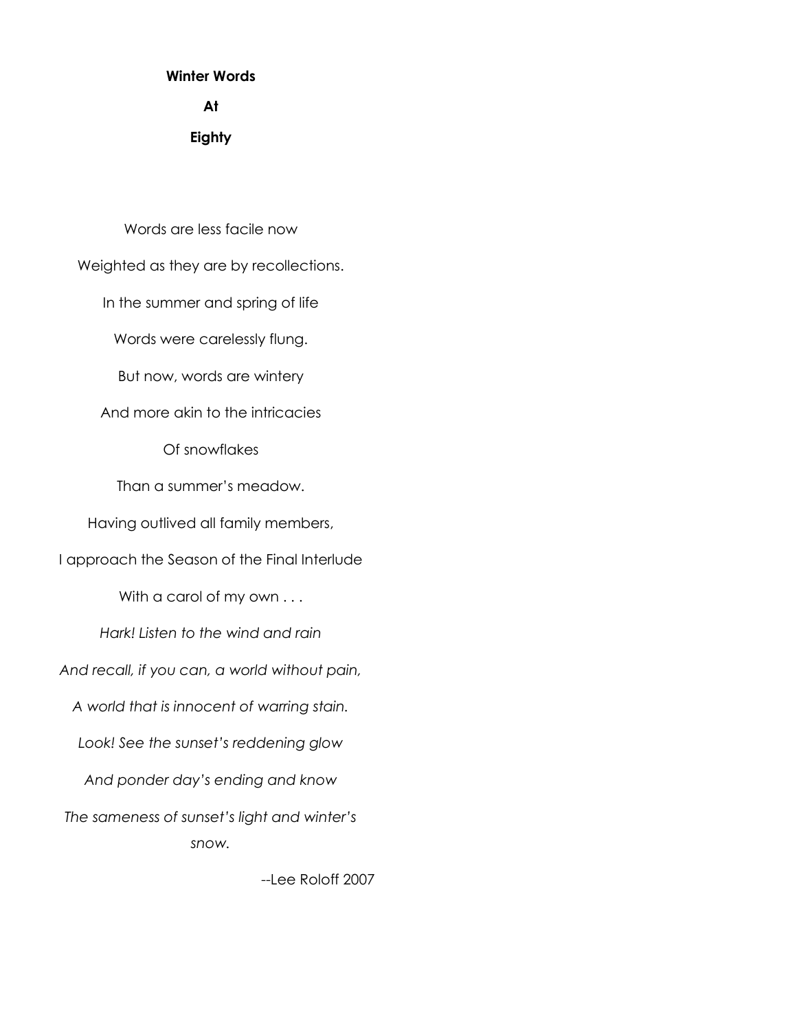**Winter Words**

**At**

**Eighty**

Words are less facile now

Weighted as they are by recollections.

In the summer and spring of life

Words were carelessly flung.

But now, words are wintery

And more akin to the intricacies

Of snowflakes

Than a summer's meadow.

Having outlived all family members,

I approach the Season of the Final Interlude

With a carol of my own . . .

*Hark! Listen to the wind and rain*

*And recall, if you can, a world without pain,*

*A world that is innocent of warring stain.*

*Look! See the sunset's reddening glow*

*And ponder day's ending and know*

*The sameness of sunset's light and winter's snow.*

--Lee Roloff 2007